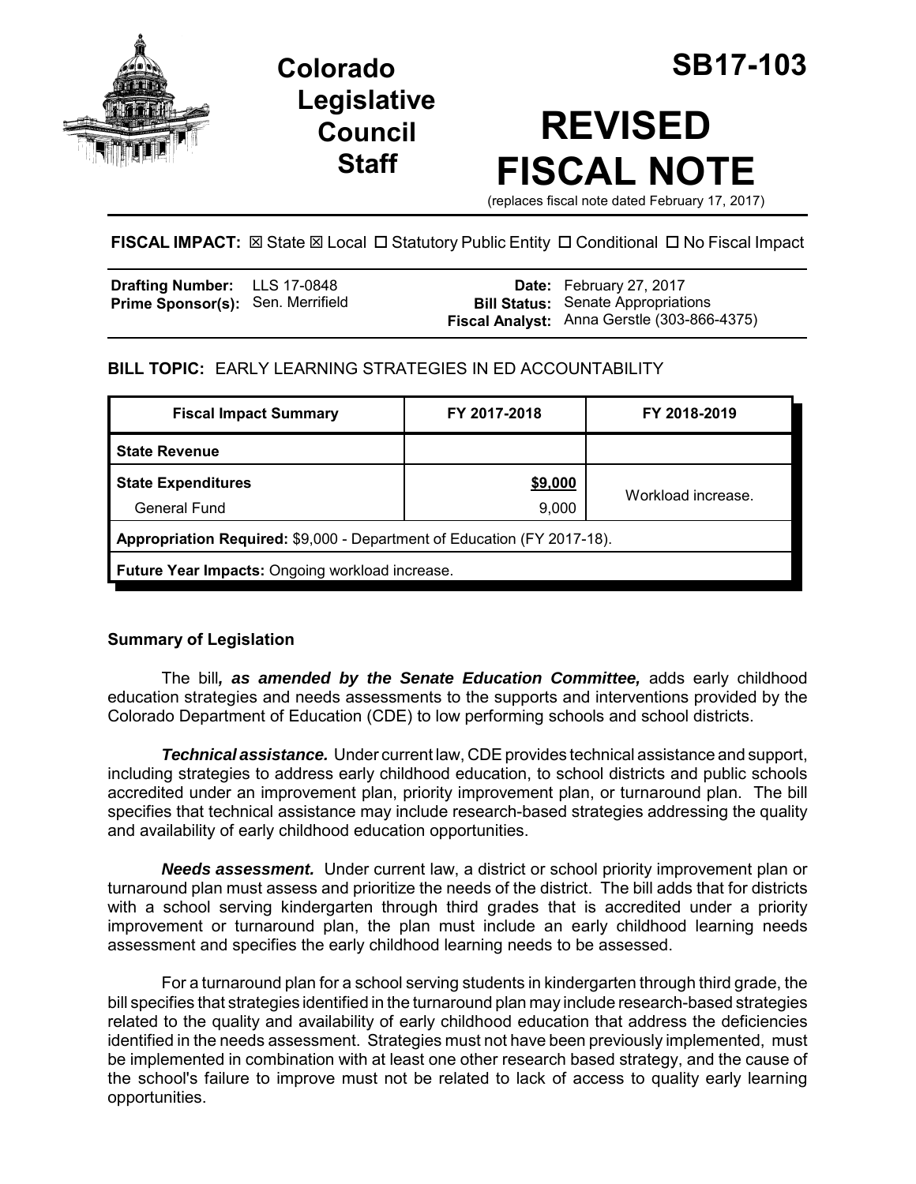# Colorado Legislative Council Staff

# SB17-103

# REVISED FISCAL NOTE

(replaces fiscal note dated February 17, 2017)

**FISCAL IMPACT:** ☒ State ☒ Local ☐ Statutory Public Entity ☐ Conditional ☐ No Fiscal Impact

| | | | |
|---|---|---|---|
| **Drafting Number:** | LLS 17-0848 | **Date:** | February 27, 2017 |
| **Prime Sponsor(s):** | Sen. Merrifield | **Bill Status:** | Senate Appropriations |
| | | **Fiscal Analyst:** | Anna Gerstle (303-866-4375) |

**BILL TOPIC:** EARLY LEARNING STRATEGIES IN ED ACCOUNTABILITY

| Fiscal Impact Summary | FY 2017-2018 | FY 2018-2019 |
|---|---|---|
| **State Revenue** | | |
| **State Expenditures** | **$9,000** | Workload increase. |
| General Fund | 9,000 | |
| **Appropriation Required:** $9,000 - Department of Education (FY 2017-18). | | |
| **Future Year Impacts:** Ongoing workload increase. | | |

## Summary of Legislation

The bill***, as amended by the Senate Education Committee,*** adds early childhood education strategies and needs assessments to the supports and interventions provided by the Colorado Department of Education (CDE) to low performing schools and school districts.

***Technical assistance.*** Under current law, CDE provides technical assistance and support, including strategies to address early childhood education, to school districts and public schools accredited under an improvement plan, priority improvement plan, or turnaround plan. The bill specifies that technical assistance may include research-based strategies addressing the quality and availability of early childhood education opportunities.

***Needs assessment.*** Under current law, a district or school priority improvement plan or turnaround plan must assess and prioritize the needs of the district. The bill adds that for districts with a school serving kindergarten through third grades that is accredited under a priority improvement or turnaround plan, the plan must include an early childhood learning needs assessment and specifies the early childhood learning needs to be assessed.

For a turnaround plan for a school serving students in kindergarten through third grade, the bill specifies that strategies identified in the turnaround plan may include research-based strategies related to the quality and availability of early childhood education that address the deficiencies identified in the needs assessment. Strategies must not have been previously implemented, must be implemented in combination with at least one other research based strategy, and the cause of the school's failure to improve must not be related to lack of access to quality early learning opportunities.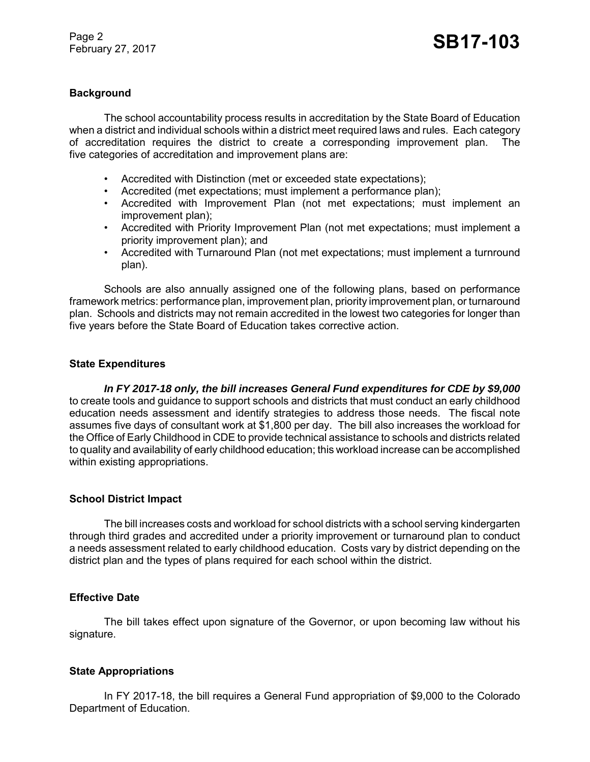## Background

The school accountability process results in accreditation by the State Board of Education when a district and individual schools within a district meet required laws and rules. Each category of accreditation requires the district to create a corresponding improvement plan. The five categories of accreditation and improvement plans are:

- Accredited with Distinction (met or exceeded state expectations);
- Accredited (met expectations; must implement a performance plan);
- Accredited with Improvement Plan (not met expectations; must implement an improvement plan);
- Accredited with Priority Improvement Plan (not met expectations; must implement a priority improvement plan); and
- Accredited with Turnaround Plan (not met expectations; must implement a turnround plan).

Schools are also annually assigned one of the following plans, based on performance framework metrics: performance plan, improvement plan, priority improvement plan, or turnaround plan. Schools and districts may not remain accredited in the lowest two categories for longer than five years before the State Board of Education takes corrective action.

## State Expenditures

***In FY 2017-18 only, the bill increases General Fund expenditures for CDE by $9,000*** to create tools and guidance to support schools and districts that must conduct an early childhood education needs assessment and identify strategies to address those needs. The fiscal note assumes five days of consultant work at $1,800 per day. The bill also increases the workload for the Office of Early Childhood in CDE to provide technical assistance to schools and districts related to quality and availability of early childhood education; this workload increase can be accomplished within existing appropriations.

## School District Impact

The bill increases costs and workload for school districts with a school serving kindergarten through third grades and accredited under a priority improvement or turnaround plan to conduct a needs assessment related to early childhood education. Costs vary by district depending on the district plan and the types of plans required for each school within the district.

## Effective Date

The bill takes effect upon signature of the Governor, or upon becoming law without his signature.

## State Appropriations

In FY 2017-18, the bill requires a General Fund appropriation of $9,000 to the Colorado Department of Education.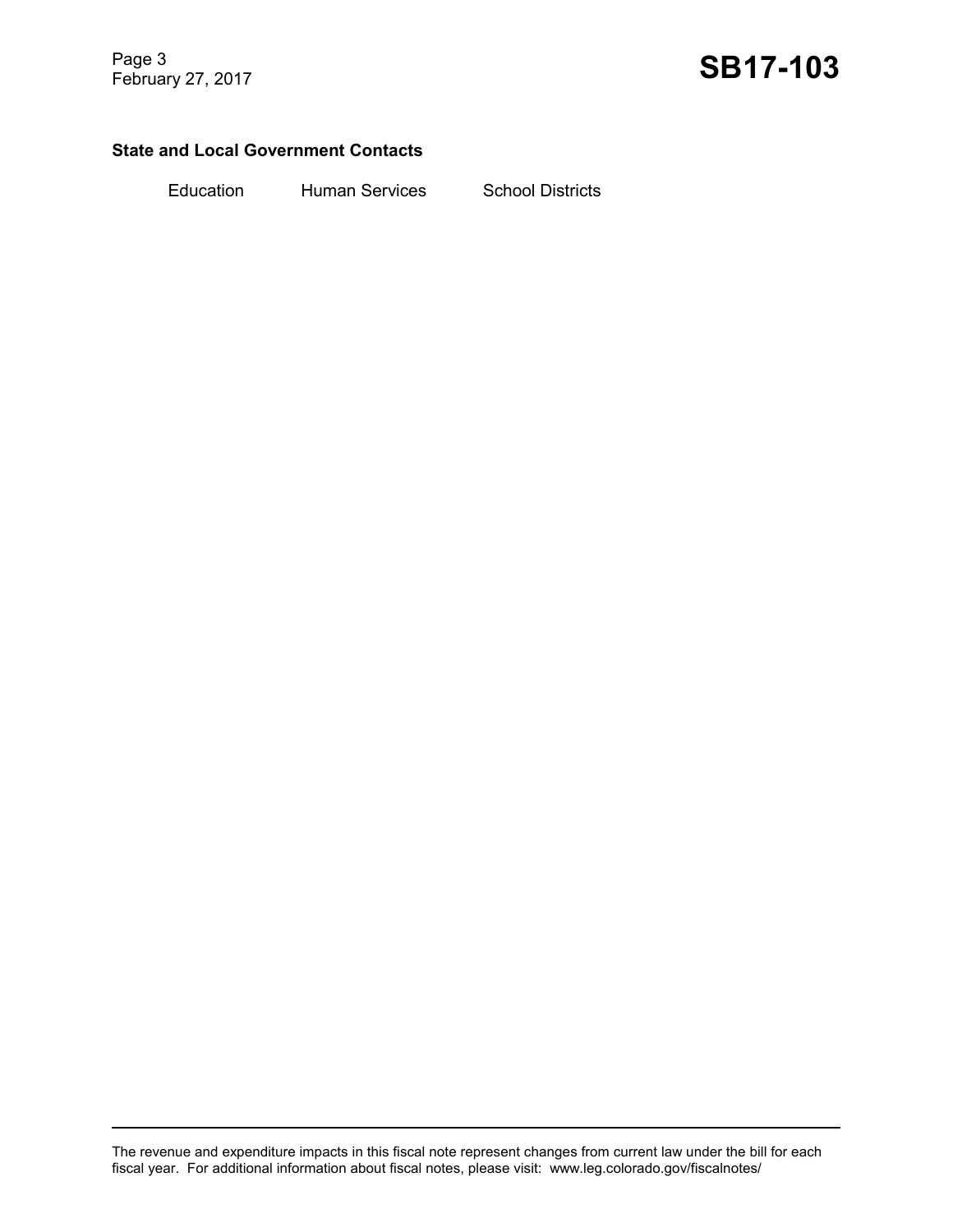### State and Local Government Contacts

Education          Human Services          School Districts

The revenue and expenditure impacts in this fiscal note represent changes from current law under the bill for each fiscal year. For additional information about fiscal notes, please visit: www.leg.colorado.gov/fiscalnotes/